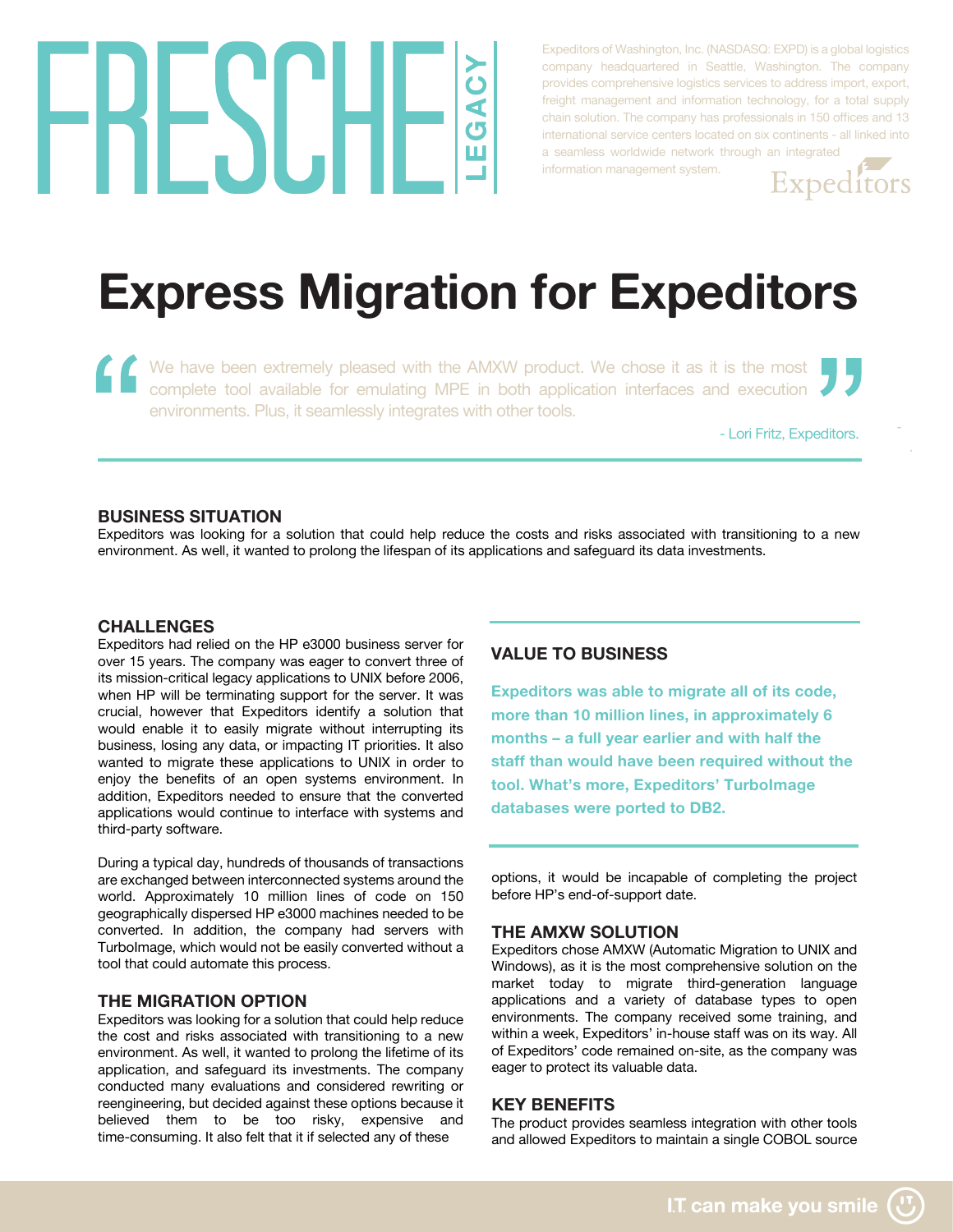FRESCHE LEGACY

Expeditors of Washington, Inc. (NASDASQ: EXPD) is a global logistics company headquartered in Seattle, Washington. The company provides comprehensive logistics services to address import, export, freight management and information technology, for a total supply chain solution. The company has professionals in 150 offices and 13 international service centers located on six continents - all linked into a seamless worldwide network through an integrated information management system.

Expeditors

# Express Migration for Expeditors

> We have been extremely pleased with the AMXW product. We chose it as it is the most complete tool available for emulating MPE in both application interfaces and execution environments. Plus, it seamlessly integrates with other tools.
>
> \- Lori Fritz, Expeditors.

## BUSINESS SITUATION

Expeditors was looking for a solution that could help reduce the costs and risks associated with transitioning to a new environment. As well, it wanted to prolong the lifespan of its applications and safeguard its data investments.

## CHALLENGES

Expeditors had relied on the HP e3000 business server for over 15 years. The company was eager to convert three of its mission-critical legacy applications to UNIX before 2006, when HP will be terminating support for the server. It was crucial, however that Expeditors identify a solution that would enable it to easily migrate without interrupting its business, losing any data, or impacting IT priorities. It also wanted to migrate these applications to UNIX in order to enjoy the benefits of an open systems environment. In addition, Expeditors needed to ensure that the converted applications would continue to interface with systems and third-party software.

During a typical day, hundreds of thousands of transactions are exchanged between interconnected systems around the world. Approximately 10 million lines of code on 150 geographically dispersed HP e3000 machines needed to be converted. In addition, the company had servers with TurboImage, which would not be easily converted without a tool that could automate this process.

## THE MIGRATION OPTION

Expeditors was looking for a solution that could help reduce the cost and risks associated with transitioning to a new environment. As well, it wanted to prolong the lifetime of its application, and safeguard its investments. The company conducted many evaluations and considered rewriting or reengineering, but decided against these options because it believed them to be too risky, expensive and time-consuming. It also felt that it if selected any of these options, it would be incapable of completing the project before HP's end-of-support date.

## VALUE TO BUSINESS

**Expeditors was able to migrate all of its code, more than 10 million lines, in approximately 6 months – a full year earlier and with half the staff than would have been required without the tool. What's more, Expeditors' TurboImage databases were ported to DB2.**

## THE AMXW SOLUTION

Expeditors chose AMXW (Automatic Migration to UNIX and Windows), as it is the most comprehensive solution on the market today to migrate third-generation language applications and a variety of database types to open environments. The company received some training, and within a week, Expeditors' in-house staff was on its way. All of Expeditors' code remained on-site, as the company was eager to protect its valuable data.

## KEY BENEFITS

The product provides seamless integration with other tools and allowed Expeditors to maintain a single COBOL source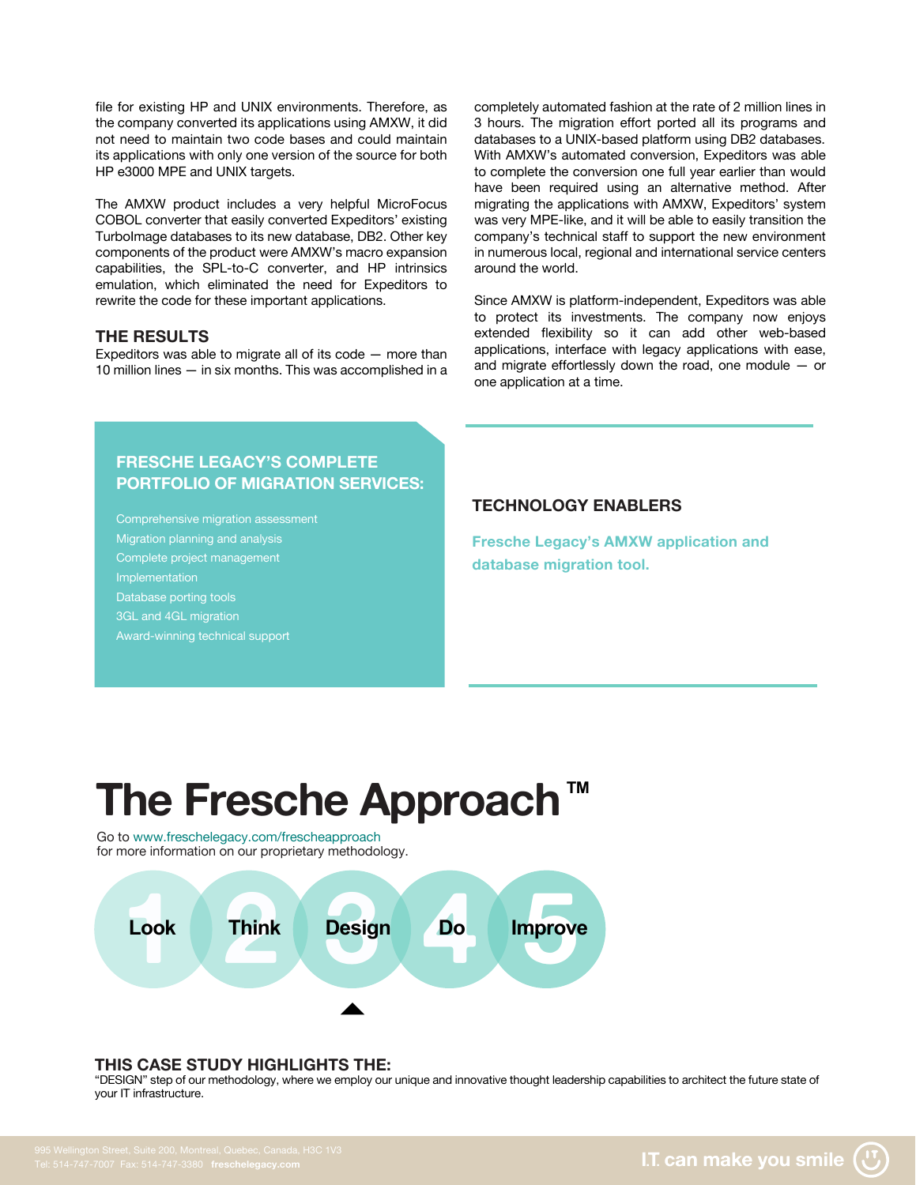file for existing HP and UNIX environments. Therefore, as the company converted its applications using AMXW, it did not need to maintain two code bases and could maintain its applications with only one version of the source for both HP e3000 MPE and UNIX targets.

The AMXW product includes a very helpful MicroFocus COBOL converter that easily converted Expeditors' existing TurboImage databases to its new database, DB2. Other key components of the product were AMXW's macro expansion capabilities, the SPL-to-C converter, and HP intrinsics emulation, which eliminated the need for Expeditors to rewrite the code for these important applications.

## THE RESULTS

Expeditors was able to migrate all of its code — more than 10 million lines — in six months. This was accomplished in a completely automated fashion at the rate of 2 million lines in 3 hours. The migration effort ported all its programs and databases to a UNIX-based platform using DB2 databases. With AMXW's automated conversion, Expeditors was able to complete the conversion one full year earlier than would have been required using an alternative method. After migrating the applications with AMXW, Expeditors' system was very MPE-like, and it will be able to easily transition the company's technical staff to support the new environment in numerous local, regional and international service centers around the world.

Since AMXW is platform-independent, Expeditors was able to protect its investments. The company now enjoys extended flexibility so it can add other web-based applications, interface with legacy applications with ease, and migrate effortlessly down the road, one module — or one application at a time.

### FRESCHE LEGACY'S COMPLETE PORTFOLIO OF MIGRATION SERVICES:

- Comprehensive migration assessment
- Migration planning and analysis
- Complete project management
- Implementation
- Database porting tools
- 3GL and 4GL migration
- Award-winning technical support

### TECHNOLOGY ENABLERS

**Fresche Legacy's AMXW application and database migration tool.**

# The Fresche Approach™

Go to www.freschelegacy.com/frescheapproach
for more information on our proprietary methodology.

1 Look
2 Think
3 Design
4 Do
5 Improve

### THIS CASE STUDY HIGHLIGHTS THE:

"DESIGN" step of our methodology, where we employ our unique and innovative thought leadership capabilities to architect the future state of your IT infrastructure.

995 Wellington Street, Suite 200, Montreal, Quebec, Canada, H3C 1V3
Tel: 514-747-7007 Fax: 514-747-3380 freschelegacy.com

I.T. can make you smile